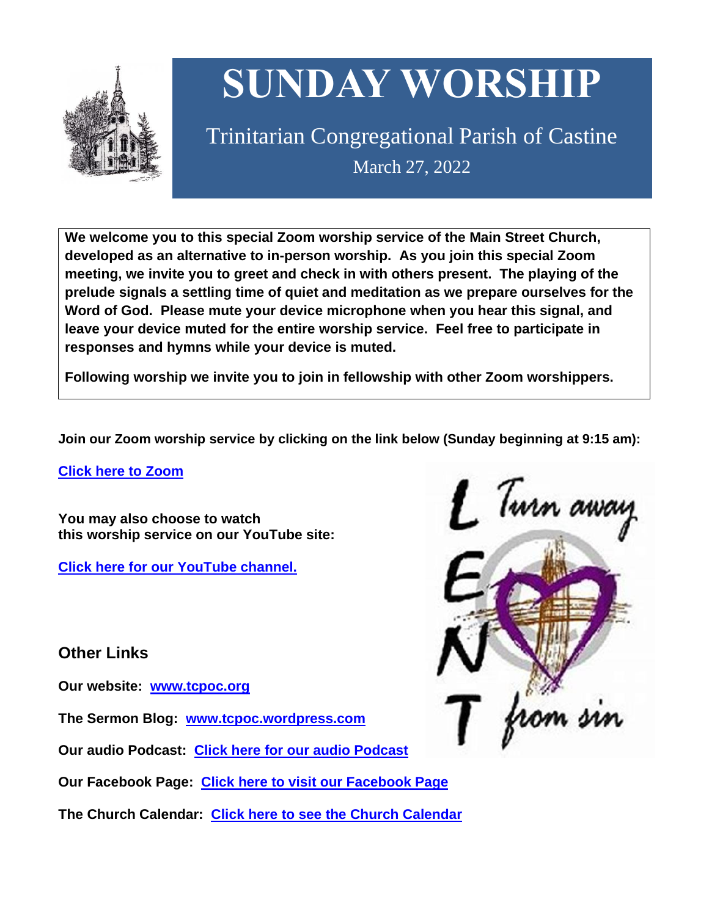# SUNDAY WORSHIP

Trinitarian Congregational Parish of Castine

March 27, 2022

**We welcome you to this special Zoom worship service of the Main Street Church, developed as an alternative to in-person worship. As you join this special Zoom meeting, we invite you to greet and check in with others present. The playing of the prelude signals a settling time of quiet and meditation as we prepare ourselves for the Word of God. Please mute your device microphone when you hear this signal, and leave your device muted for the entire worship service. Feel free to participate in responses and hymns while your device is muted.**

**Following worship we invite you to join in fellowship with other Zoom worshippers.**

**Join our Zoom worship service by clicking on the link below (Sunday beginning at 9:15 am):**

**Click here to Zoom**

**You may also choose to watch this worship service on our YouTube site:**

**Click here for our YouTube channel.**

L Turn away
E
N
T from sin

## Other Links

**Our website: www.tcpoc.org**

**The Sermon Blog: www.tcpoc.wordpress.com**

**Our audio Podcast: Click here for our audio Podcast**

**Our Facebook Page: Click here to visit our Facebook Page**

**The Church Calendar: Click here to see the Church Calendar**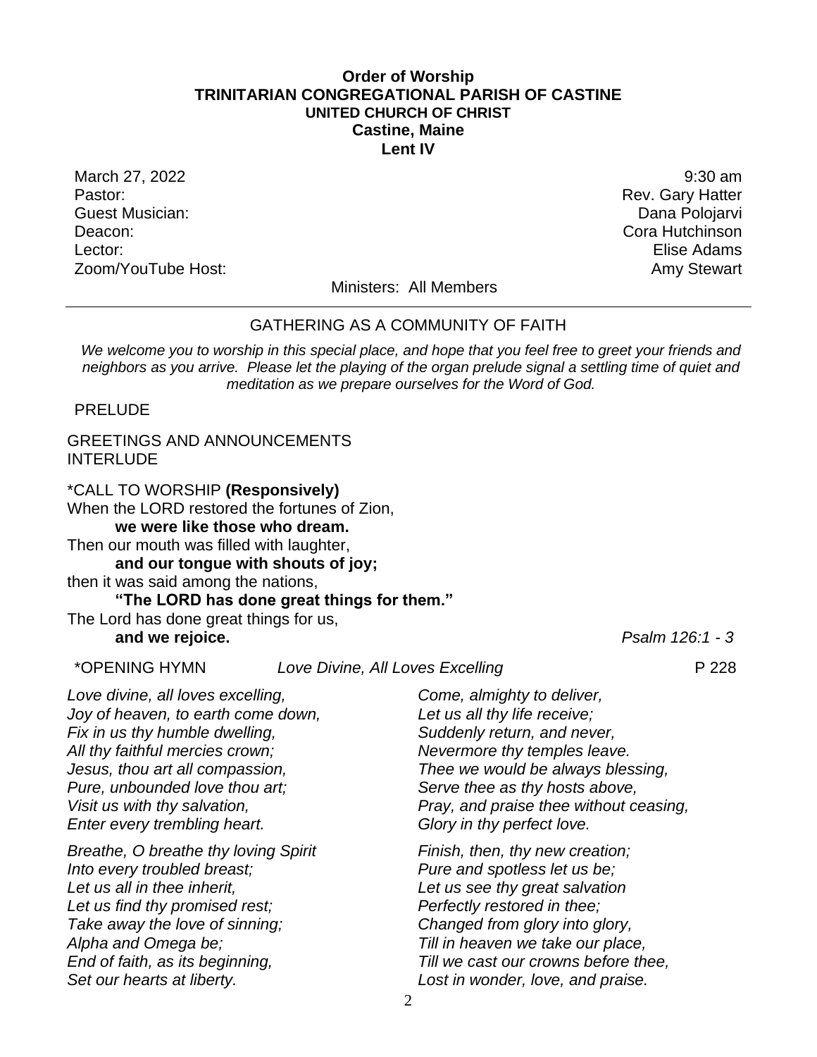**Order of Worship**
**TRINITARIAN CONGREGATIONAL PARISH OF CASTINE**
**UNITED CHURCH OF CHRIST**
**Castine, Maine**
**Lent IV**

March 27, 2022 — 9:30 am
Pastor: Rev. Gary Hatter
Guest Musician: Dana Polojarvi
Deacon: Cora Hutchinson
Lector: Elise Adams
Zoom/YouTube Host: Amy Stewart

Ministers: All Members

---

## GATHERING AS A COMMUNITY OF FAITH

*We welcome you to worship in this special place, and hope that you feel free to greet your friends and neighbors as you arrive. Please let the playing of the organ prelude signal a settling time of quiet and meditation as we prepare ourselves for the Word of God.*

PRELUDE

GREETINGS AND ANNOUNCEMENTS
INTERLUDE

*CALL TO WORSHIP **(Responsively)**
When the LORD restored the fortunes of Zion,
**we were like those who dream.**
Then our mouth was filled with laughter,
**and our tongue with shouts of joy;**
then it was said among the nations,
**"The LORD has done great things for them."**
The Lord has done great things for us,
**and we rejoice.** *Psalm 126:1 - 3*

*OPENING HYMN *Love Divine, All Loves Excelling* P 228

*Love divine, all loves excelling,*
*Joy of heaven, to earth come down,*
*Fix in us thy humble dwelling,*
*All thy faithful mercies crown;*
*Jesus, thou art all compassion,*
*Pure, unbounded love thou art;*
*Visit us with thy salvation,*
*Enter every trembling heart.*

*Breathe, O breathe thy loving Spirit*
*Into every troubled breast;*
*Let us all in thee inherit,*
*Let us find thy promised rest;*
*Take away the love of sinning;*
*Alpha and Omega be;*
*End of faith, as its beginning,*
*Set our hearts at liberty.*

*Come, almighty to deliver,*
*Let us all thy life receive;*
*Suddenly return, and never,*
*Nevermore thy temples leave.*
*Thee we would be always blessing,*
*Serve thee as thy hosts above,*
*Pray, and praise thee without ceasing,*
*Glory in thy perfect love.*

*Finish, then, thy new creation;*
*Pure and spotless let us be;*
*Let us see thy great salvation*
*Perfectly restored in thee;*
*Changed from glory into glory,*
*Till in heaven we take our place,*
*Till we cast our crowns before thee,*
*Lost in wonder, love, and praise.*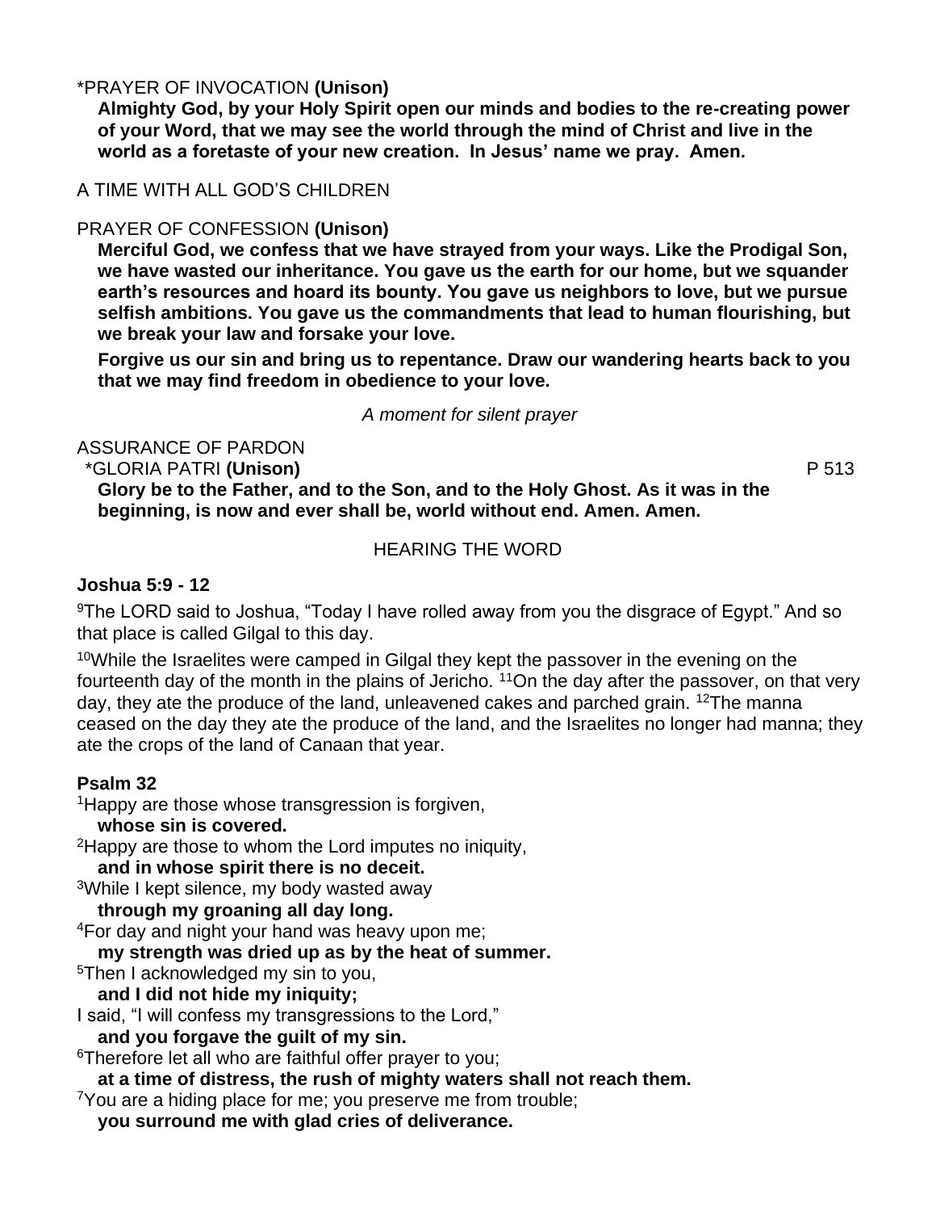*PRAYER OF INVOCATION **(Unison)**

**Almighty God, by your Holy Spirit open our minds and bodies to the re-creating power of your Word, that we may see the world through the mind of Christ and live in the world as a foretaste of your new creation. In Jesus' name we pray. Amen.**

A TIME WITH ALL GOD'S CHILDREN

PRAYER OF CONFESSION **(Unison)**

**Merciful God, we confess that we have strayed from your ways. Like the Prodigal Son, we have wasted our inheritance. You gave us the earth for our home, but we squander earth's resources and hoard its bounty. You gave us neighbors to love, but we pursue selfish ambitions. You gave us the commandments that lead to human flourishing, but we break your law and forsake your love.**

**Forgive us our sin and bring us to repentance. Draw our wandering hearts back to you that we may find freedom in obedience to your love.**

*A moment for silent prayer*

ASSURANCE OF PARDON

*GLORIA PATRI **(Unison)** P 513

**Glory be to the Father, and to the Son, and to the Holy Ghost. As it was in the beginning, is now and ever shall be, world without end. Amen. Amen.**

## HEARING THE WORD

**Joshua 5:9 - 12**

9The LORD said to Joshua, "Today I have rolled away from you the disgrace of Egypt." And so that place is called Gilgal to this day.

10While the Israelites were camped in Gilgal they kept the passover in the evening on the fourteenth day of the month in the plains of Jericho. 11On the day after the passover, on that very day, they ate the produce of the land, unleavened cakes and parched grain. 12The manna ceased on the day they ate the produce of the land, and the Israelites no longer had manna; they ate the crops of the land of Canaan that year.

**Psalm 32**

1Happy are those whose transgression is forgiven,
**whose sin is covered.**
2Happy are those to whom the Lord imputes no iniquity,
**and in whose spirit there is no deceit.**
3While I kept silence, my body wasted away
**through my groaning all day long.**
4For day and night your hand was heavy upon me;
**my strength was dried up as by the heat of summer.**
5Then I acknowledged my sin to you,
**and I did not hide my iniquity;**
I said, "I will confess my transgressions to the Lord,"
**and you forgave the guilt of my sin.**
6Therefore let all who are faithful offer prayer to you;
**at a time of distress, the rush of mighty waters shall not reach them.**
7You are a hiding place for me; you preserve me from trouble;
**you surround me with glad cries of deliverance.**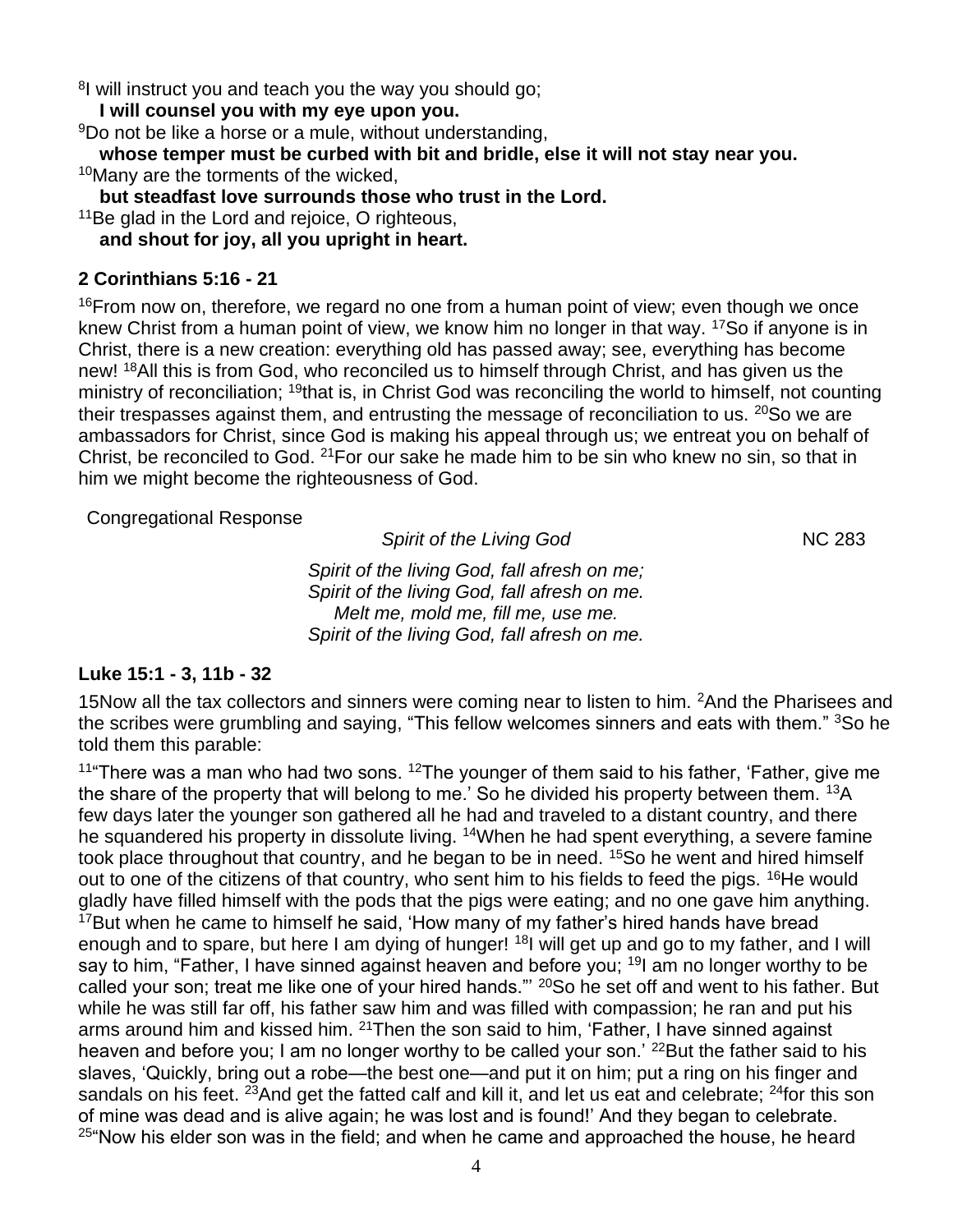[8]I will instruct you and teach you the way you should go;
**I will counsel you with my eye upon you.**
[9]Do not be like a horse or a mule, without understanding,
**whose temper must be curbed with bit and bridle, else it will not stay near you.**
[10]Many are the torments of the wicked,
**but steadfast love surrounds those who trust in the Lord.**
[11]Be glad in the Lord and rejoice, O righteous,
**and shout for joy, all you upright in heart.**

**2 Corinthians 5:16 - 21**

[16]From now on, therefore, we regard no one from a human point of view; even though we once knew Christ from a human point of view, we know him no longer in that way. [17]So if anyone is in Christ, there is a new creation: everything old has passed away; see, everything has become new! [18]All this is from God, who reconciled us to himself through Christ, and has given us the ministry of reconciliation; [19]that is, in Christ God was reconciling the world to himself, not counting their trespasses against them, and entrusting the message of reconciliation to us. [20]So we are ambassadors for Christ, since God is making his appeal through us; we entreat you on behalf of Christ, be reconciled to God. [21]For our sake he made him to be sin who knew no sin, so that in him we might become the righteousness of God.

Congregational Response

*Spirit of the Living God* NC 283

*Spirit of the living God, fall afresh on me;*
*Spirit of the living God, fall afresh on me.*
*Melt me, mold me, fill me, use me.*
*Spirit of the living God, fall afresh on me.*

**Luke 15:1 - 3, 11b - 32**

15Now all the tax collectors and sinners were coming near to listen to him. [2]And the Pharisees and the scribes were grumbling and saying, "This fellow welcomes sinners and eats with them." [3]So he told them this parable:

[11]"There was a man who had two sons. [12]The younger of them said to his father, 'Father, give me the share of the property that will belong to me.' So he divided his property between them. [13]A few days later the younger son gathered all he had and traveled to a distant country, and there he squandered his property in dissolute living. [14]When he had spent everything, a severe famine took place throughout that country, and he began to be in need. [15]So he went and hired himself out to one of the citizens of that country, who sent him to his fields to feed the pigs. [16]He would gladly have filled himself with the pods that the pigs were eating; and no one gave him anything. [17]But when he came to himself he said, 'How many of my father's hired hands have bread enough and to spare, but here I am dying of hunger! [18]I will get up and go to my father, and I will say to him, "Father, I have sinned against heaven and before you; [19]I am no longer worthy to be called your son; treat me like one of your hired hands."' [20]So he set off and went to his father. But while he was still far off, his father saw him and was filled with compassion; he ran and put his arms around him and kissed him. [21]Then the son said to him, 'Father, I have sinned against heaven and before you; I am no longer worthy to be called your son.' [22]But the father said to his slaves, 'Quickly, bring out a robe—the best one—and put it on him; put a ring on his finger and sandals on his feet. [23]And get the fatted calf and kill it, and let us eat and celebrate; [24]for this son of mine was dead and is alive again; he was lost and is found!' And they began to celebrate. [25]"Now his elder son was in the field; and when he came and approached the house, he heard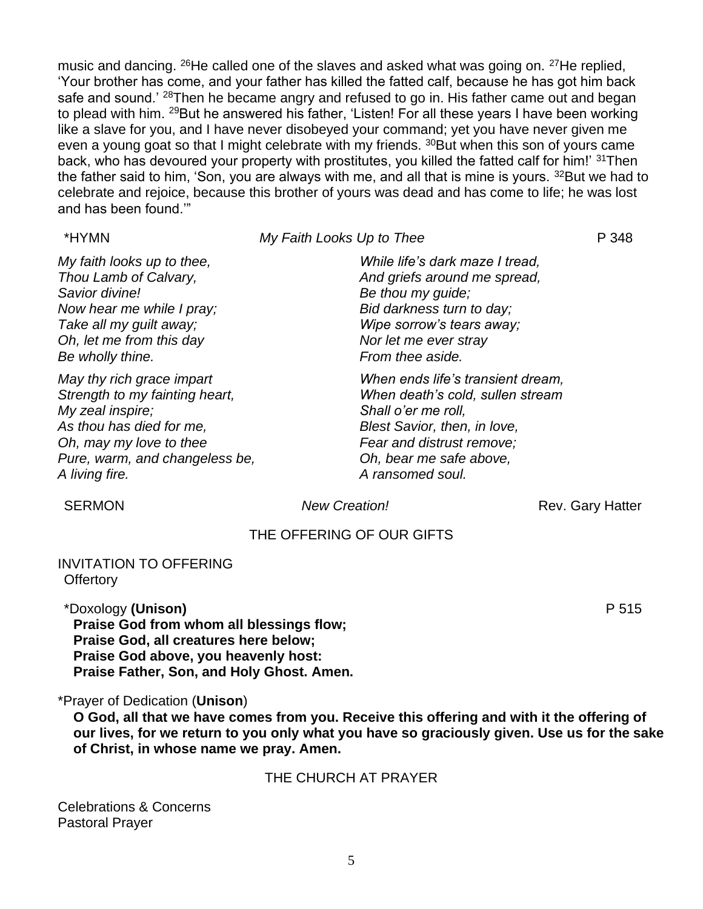music and dancing. [26]He called one of the slaves and asked what was going on. [27]He replied, 'Your brother has come, and your father has killed the fatted calf, because he has got him back safe and sound.' [28]Then he became angry and refused to go in. His father came out and began to plead with him. [29]But he answered his father, 'Listen! For all these years I have been working like a slave for you, and I have never disobeyed your command; yet you have never given me even a young goat so that I might celebrate with my friends. [30]But when this son of yours came back, who has devoured your property with prostitutes, you killed the fatted calf for him!' [31]Then the father said to him, 'Son, you are always with me, and all that is mine is yours. [32]But we had to celebrate and rejoice, because this brother of yours was dead and has come to life; he was lost and has been found.'"

*HYMN *My Faith Looks Up to Thee* P 348

*My faith looks up to thee,*
*Thou Lamb of Calvary,*
*Savior divine!*
*Now hear me while I pray;*
*Take all my guilt away;*
*Oh, let me from this day*
*Be wholly thine.*

*May thy rich grace impart*
*Strength to my fainting heart,*
*My zeal inspire;*
*As thou has died for me,*
*Oh, may my love to thee*
*Pure, warm, and changeless be,*
*A living fire.*

*While life's dark maze I tread,*
*And griefs around me spread,*
*Be thou my guide;*
*Bid darkness turn to day;*
*Wipe sorrow's tears away;*
*Nor let me ever stray*
*From thee aside.*

*When ends life's transient dream,*
*When death's cold, sullen stream*
*Shall o'er me roll,*
*Blest Savior, then, in love,*
*Fear and distrust remove;*
*Oh, bear me safe above,*
*A ransomed soul.*

SERMON *New Creation!* Rev. Gary Hatter

## THE OFFERING OF OUR GIFTS

INVITATION TO OFFERING
Offertory

*Doxology **(Unison)** P 515

**Praise God from whom all blessings flow;**
**Praise God, all creatures here below;**
**Praise God above, you heavenly host:**
**Praise Father, Son, and Holy Ghost. Amen.**

*Prayer of Dedication (**Unison**)

**O God, all that we have comes from you. Receive this offering and with it the offering of our lives, for we return to you only what you have so graciously given. Use us for the sake of Christ, in whose name we pray. Amen.**

## THE CHURCH AT PRAYER

Celebrations & Concerns
Pastoral Prayer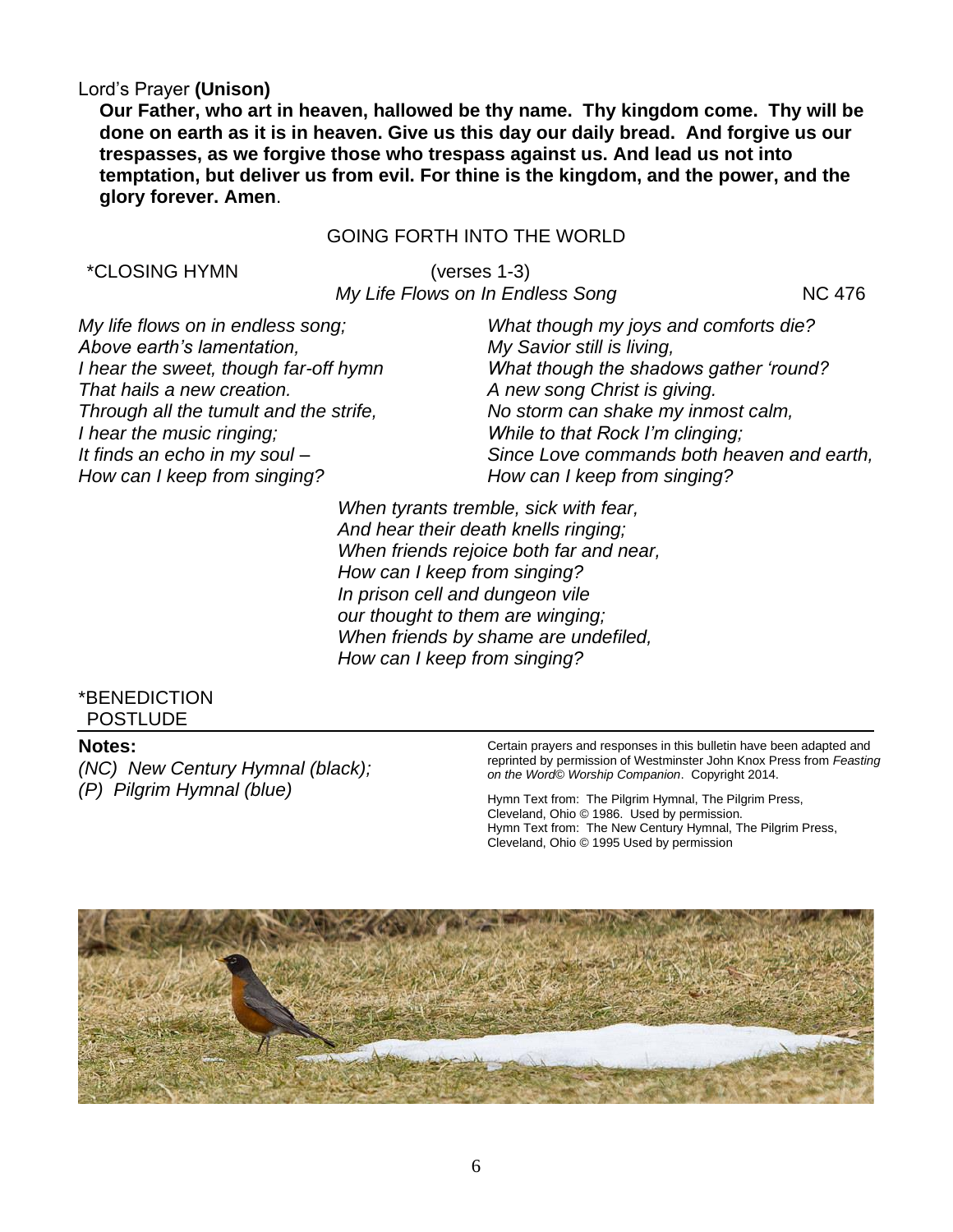Lord's Prayer **(Unison)**

**Our Father, who art in heaven, hallowed be thy name. Thy kingdom come. Thy will be done on earth as it is in heaven. Give us this day our daily bread. And forgive us our trespasses, as we forgive those who trespass against us. And lead us not into temptation, but deliver us from evil. For thine is the kingdom, and the power, and the glory forever. Amen**.

## GOING FORTH INTO THE WORLD

\*CLOSING HYMN (verses 1-3) *My Life Flows on In Endless Song* NC 476

*My life flows on in endless song;*
*Above earth's lamentation,*
*I hear the sweet, though far-off hymn*
*That hails a new creation.*
*Through all the tumult and the strife,*
*I hear the music ringing;*
*It finds an echo in my soul –*
*How can I keep from singing?*

*What though my joys and comforts die?*
*My Savior still is living,*
*What though the shadows gather 'round?*
*A new song Christ is giving.*
*No storm can shake my inmost calm,*
*While to that Rock I'm clinging;*
*Since Love commands both heaven and earth,*
*How can I keep from singing?*

*When tyrants tremble, sick with fear,*
*And hear their death knells ringing;*
*When friends rejoice both far and near,*
*How can I keep from singing?*
*In prison cell and dungeon vile*
*our thought to them are winging;*
*When friends by shame are undefiled,*
*How can I keep from singing?*

\*BENEDICTION
POSTLUDE

**Notes:**
*(NC) New Century Hymnal (black);*
*(P) Pilgrim Hymnal (blue)*

Certain prayers and responses in this bulletin have been adapted and reprinted by permission of Westminster John Knox Press from *Feasting on the Word© Worship Companion*. Copyright 2014.

Hymn Text from: The Pilgrim Hymnal, The Pilgrim Press, Cleveland, Ohio © 1986. Used by permission.
Hymn Text from: The New Century Hymnal, The Pilgrim Press, Cleveland, Ohio © 1995 Used by permission